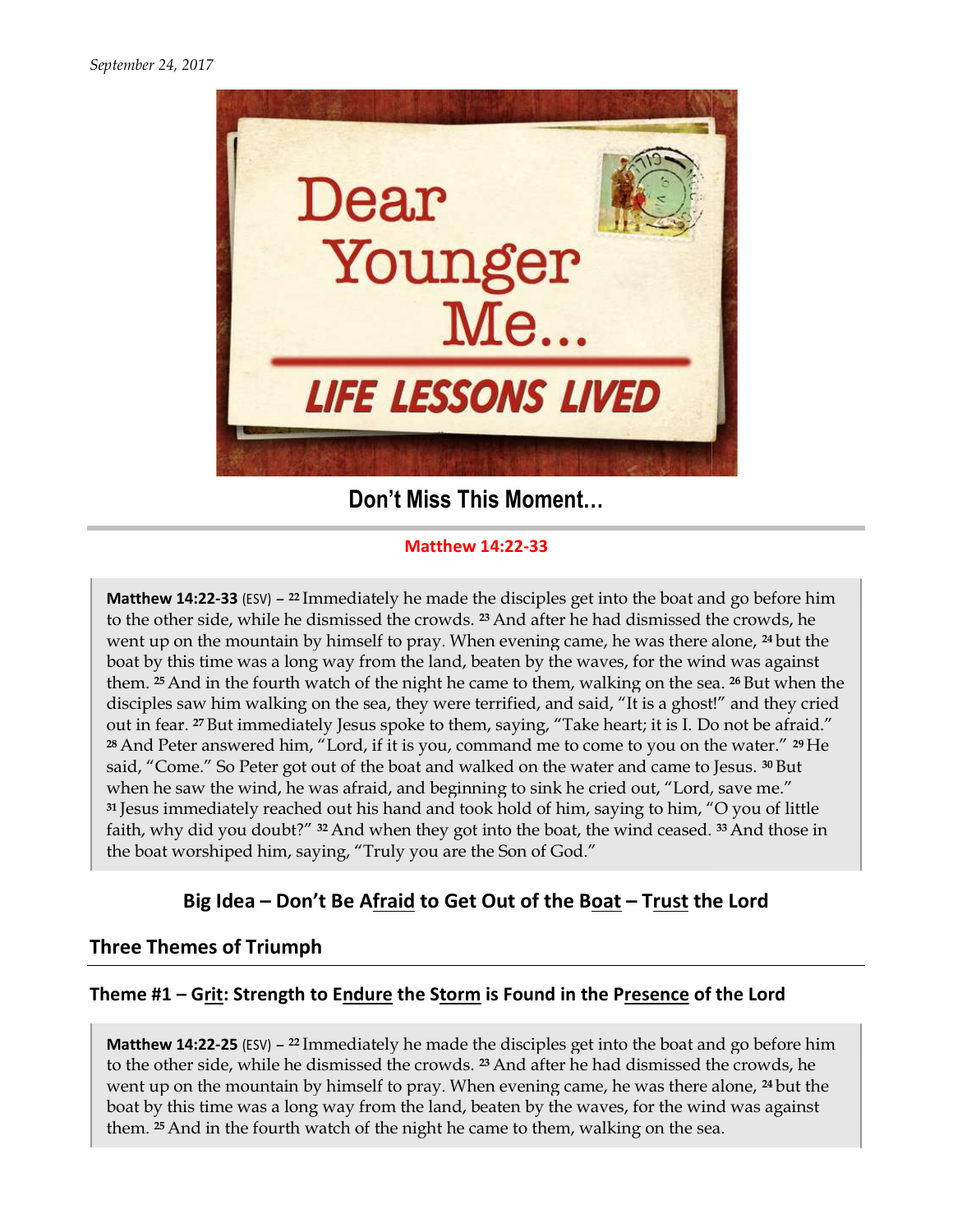*September 24, 2017*

Dear Younger Me...

LIFE LESSONS LIVED

## Don't Miss This Moment…

**Matthew 14:22-33**

> **Matthew 14:22-33** (ESV) – [22] Immediately he made the disciples get into the boat and go before him to the other side, while he dismissed the crowds. [23] And after he had dismissed the crowds, he went up on the mountain by himself to pray. When evening came, he was there alone, [24] but the boat by this time was a long way from the land, beaten by the waves, for the wind was against them. [25] And in the fourth watch of the night he came to them, walking on the sea. [26] But when the disciples saw him walking on the sea, they were terrified, and said, "It is a ghost!" and they cried out in fear. [27] But immediately Jesus spoke to them, saying, "Take heart; it is I. Do not be afraid." [28] And Peter answered him, "Lord, if it is you, command me to come to you on the water." [29] He said, "Come." So Peter got out of the boat and walked on the water and came to Jesus. [30] But when he saw the wind, he was afraid, and beginning to sink he cried out, "Lord, save me." [31] Jesus immediately reached out his hand and took hold of him, saying to him, "O you of little faith, why did you doubt?" [32] And when they got into the boat, the wind ceased. [33] And those in the boat worshiped him, saying, "Truly you are the Son of God."

### Big Idea – Don't Be Afraid to Get Out of the Boat – Trust the Lord

## Three Themes of Triumph

### Theme #1 – Grit: Strength to Endure the Storm is Found in the Presence of the Lord

> **Matthew 14:22-25** (ESV) – [22] Immediately he made the disciples get into the boat and go before him to the other side, while he dismissed the crowds. [23] And after he had dismissed the crowds, he went up on the mountain by himself to pray. When evening came, he was there alone, [24] but the boat by this time was a long way from the land, beaten by the waves, for the wind was against them. [25] And in the fourth watch of the night he came to them, walking on the sea.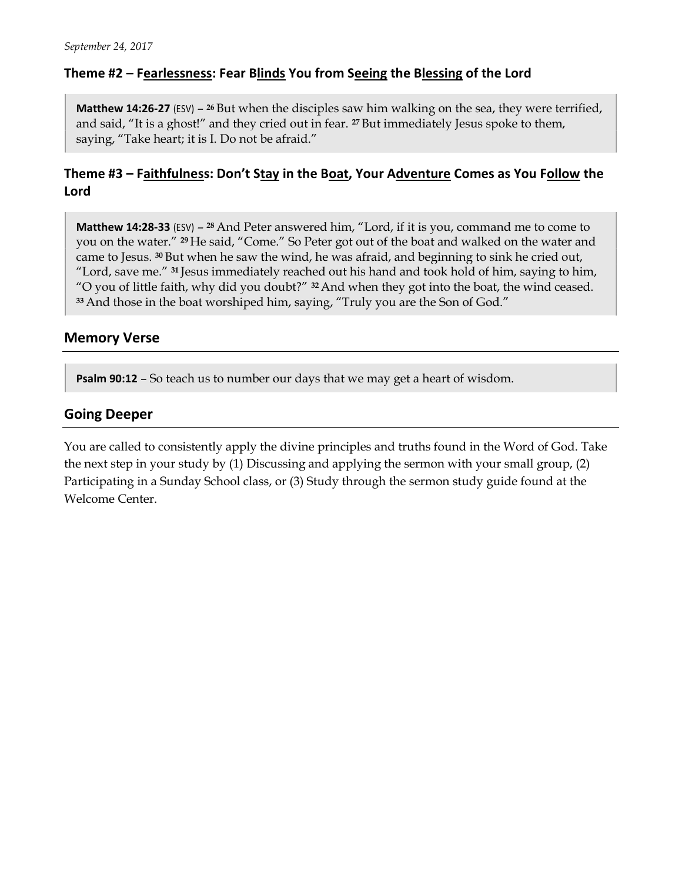*September 24, 2017*

### Theme #2 – Fearlessness: Fear Blinds You from Seeing the Blessing of the Lord

> **Matthew 14:26-27** (ESV) – [26] But when the disciples saw him walking on the sea, they were terrified, and said, "It is a ghost!" and they cried out in fear. [27] But immediately Jesus spoke to them, saying, "Take heart; it is I. Do not be afraid."

### Theme #3 – Faithfulness: Don't Stay in the Boat, Your Adventure Comes as You Follow the Lord

> **Matthew 14:28-33** (ESV) – [28] And Peter answered him, "Lord, if it is you, command me to come to you on the water." [29] He said, "Come." So Peter got out of the boat and walked on the water and came to Jesus. [30] But when he saw the wind, he was afraid, and beginning to sink he cried out, "Lord, save me." [31] Jesus immediately reached out his hand and took hold of him, saying to him, "O you of little faith, why did you doubt?" [32] And when they got into the boat, the wind ceased. [33] And those in the boat worshiped him, saying, "Truly you are the Son of God."

## Memory Verse

> **Psalm 90:12** – So teach us to number our days that we may get a heart of wisdom.

## Going Deeper

You are called to consistently apply the divine principles and truths found in the Word of God. Take the next step in your study by (1) Discussing and applying the sermon with your small group, (2) Participating in a Sunday School class, or (3) Study through the sermon study guide found at the Welcome Center.